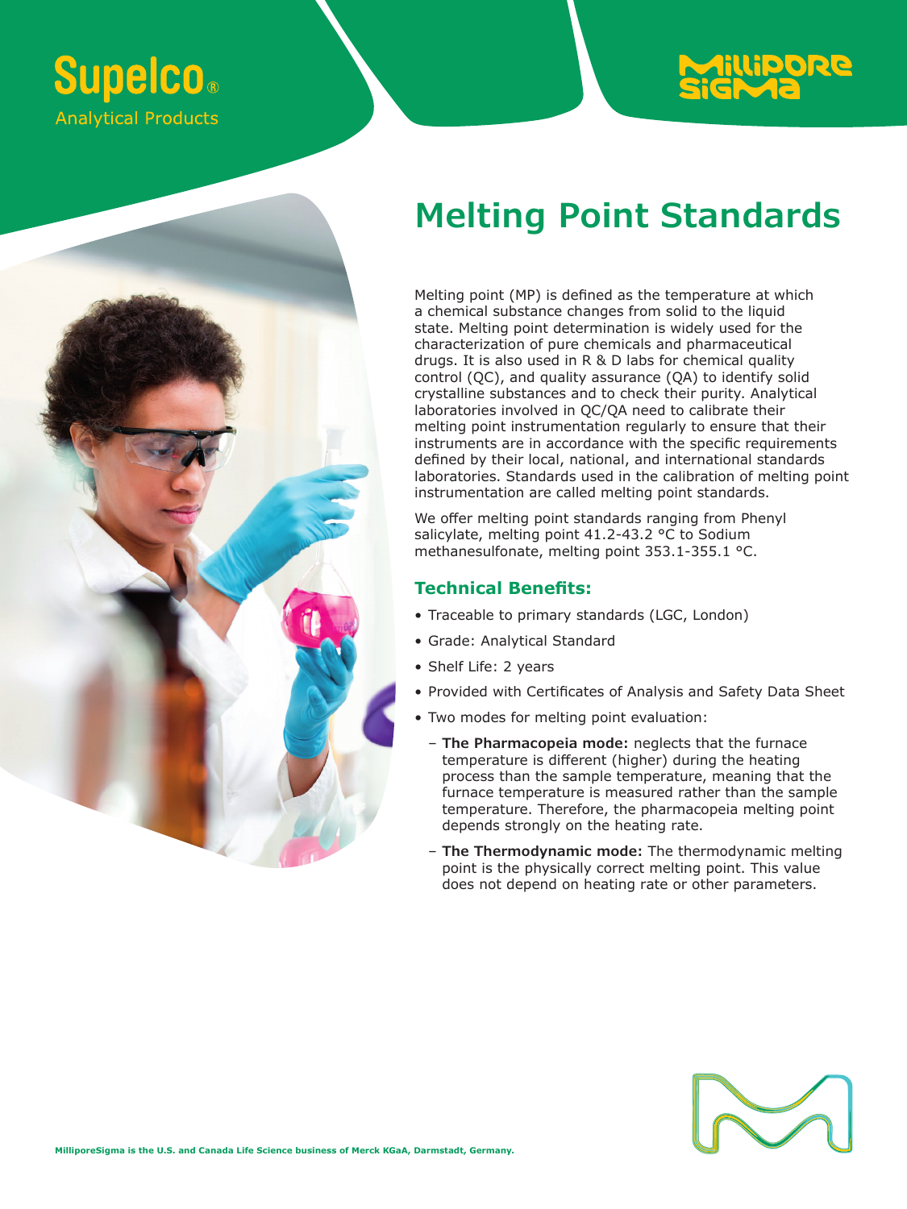Supelco®
Analytical Products

MilliporeSigma

# Melting Point Standards

Melting point (MP) is defined as the temperature at which a chemical substance changes from solid to the liquid state. Melting point determination is widely used for the characterization of pure chemicals and pharmaceutical drugs. It is also used in R & D labs for chemical quality control (QC), and quality assurance (QA) to identify solid crystalline substances and to check their purity. Analytical laboratories involved in QC/QA need to calibrate their melting point instrumentation regularly to ensure that their instruments are in accordance with the specific requirements defined by their local, national, and international standards laboratories. Standards used in the calibration of melting point instrumentation are called melting point standards.

We offer melting point standards ranging from Phenyl salicylate, melting point 41.2-43.2 °C to Sodium methanesulfonate, melting point 353.1-355.1 °C.

## Technical Benefits:

- Traceable to primary standards (LGC, London)
- Grade: Analytical Standard
- Shelf Life: 2 years
- Provided with Certificates of Analysis and Safety Data Sheet
- Two modes for melting point evaluation:
  - **The Pharmacopeia mode:** neglects that the furnace temperature is different (higher) during the heating process than the sample temperature, meaning that the furnace temperature is measured rather than the sample temperature. Therefore, the pharmacopeia melting point depends strongly on the heating rate.
  - **The Thermodynamic mode:** The thermodynamic melting point is the physically correct melting point. This value does not depend on heating rate or other parameters.

**MilliporeSigma is the U.S. and Canada Life Science business of Merck KGaA, Darmstadt, Germany.**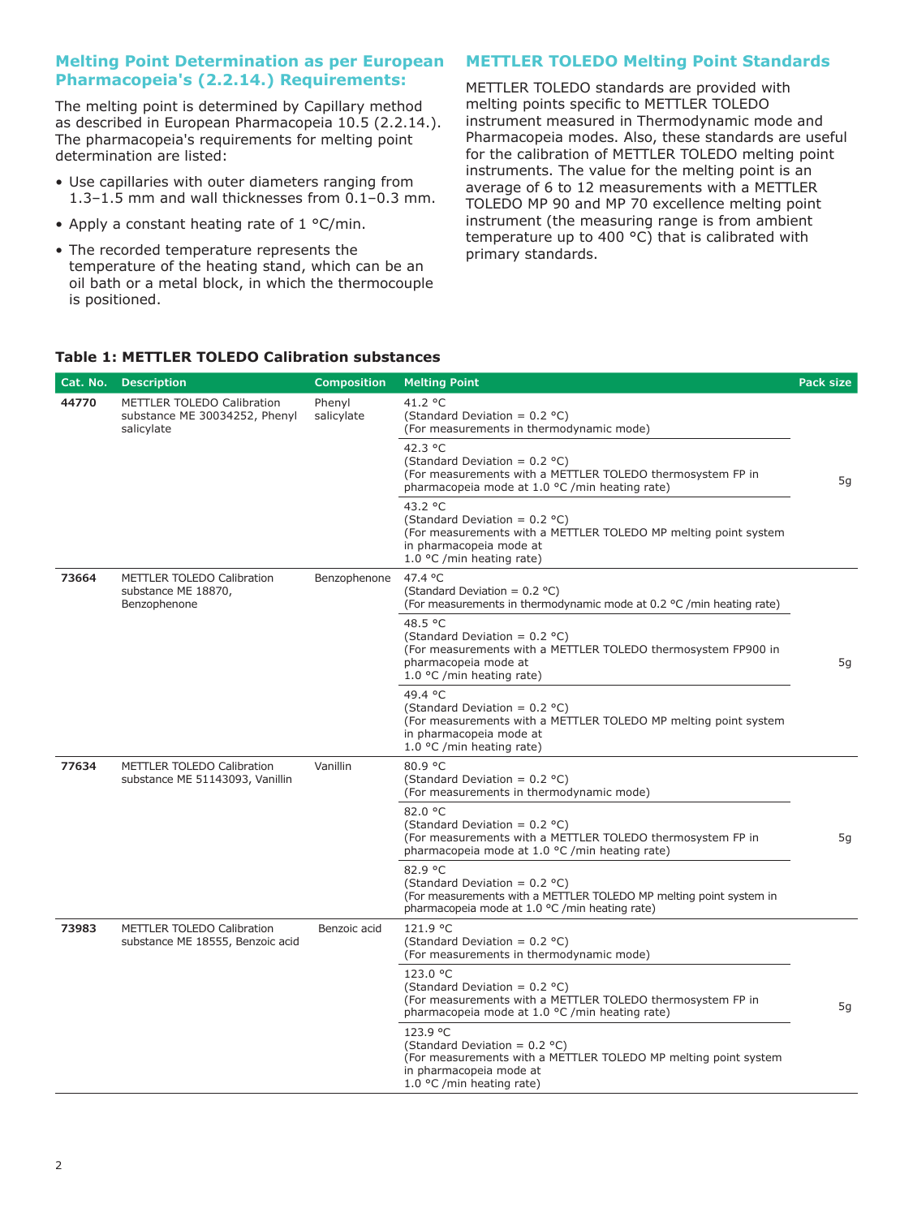## Melting Point Determination as per European Pharmacopeia's (2.2.14.) Requirements:

The melting point is determined by Capillary method as described in European Pharmacopeia 10.5 (2.2.14.). The pharmacopeia's requirements for melting point determination are listed:

- Use capillaries with outer diameters ranging from 1.3–1.5 mm and wall thicknesses from 0.1–0.3 mm.
- Apply a constant heating rate of 1 °C/min.
- The recorded temperature represents the temperature of the heating stand, which can be an oil bath or a metal block, in which the thermocouple is positioned.

## METTLER TOLEDO Melting Point Standards

METTLER TOLEDO standards are provided with melting points specific to METTLER TOLEDO instrument measured in Thermodynamic mode and Pharmacopeia modes. Also, these standards are useful for the calibration of METTLER TOLEDO melting point instruments. The value for the melting point is an average of 6 to 12 measurements with a METTLER TOLEDO MP 90 and MP 70 excellence melting point instrument (the measuring range is from ambient temperature up to 400 °C) that is calibrated with primary standards.

**Table 1: METTLER TOLEDO Calibration substances**

| Cat. No. | Description | Composition | Melting Point | Pack size |
|---|---|---|---|---|
| **44770** | METTLER TOLEDO Calibration substance ME 30034252, Phenyl salicylate | Phenyl salicylate | 41.2 °C (Standard Deviation = 0.2 °C) (For measurements in thermodynamic mode) | 5g |
| | | | 42.3 °C (Standard Deviation = 0.2 °C) (For measurements with a METTLER TOLEDO thermosystem FP in pharmacopeia mode at 1.0 °C /min heating rate) | |
| | | | 43.2 °C (Standard Deviation = 0.2 °C) (For measurements with a METTLER TOLEDO MP melting point system in pharmacopeia mode at 1.0 °C /min heating rate) | |
| **73664** | METTLER TOLEDO Calibration substance ME 18870, Benzophenone | Benzophenone | 47.4 °C (Standard Deviation = 0.2 °C) (For measurements in thermodynamic mode at 0.2 °C /min heating rate) | 5g |
| | | | 48.5 °C (Standard Deviation = 0.2 °C) (For measurements with a METTLER TOLEDO thermosystem FP900 in pharmacopeia mode at 1.0 °C /min heating rate) | |
| | | | 49.4 °C (Standard Deviation = 0.2 °C) (For measurements with a METTLER TOLEDO MP melting point system in pharmacopeia mode at 1.0 °C /min heating rate) | |
| **77634** | METTLER TOLEDO Calibration substance ME 51143093, Vanillin | Vanillin | 80.9 °C (Standard Deviation = 0.2 °C) (For measurements in thermodynamic mode) | 5g |
| | | | 82.0 °C (Standard Deviation = 0.2 °C) (For measurements with a METTLER TOLEDO thermosystem FP in pharmacopeia mode at 1.0 °C /min heating rate) | |
| | | | 82.9 °C (Standard Deviation = 0.2 °C) (For measurements with a METTLER TOLEDO MP melting point system in pharmacopeia mode at 1.0 °C /min heating rate) | |
| **73983** | METTLER TOLEDO Calibration substance ME 18555, Benzoic acid | Benzoic acid | 121.9 °C (Standard Deviation = 0.2 °C) (For measurements in thermodynamic mode) | 5g |
| | | | 123.0 °C (Standard Deviation = 0.2 °C) (For measurements with a METTLER TOLEDO thermosystem FP in pharmacopeia mode at 1.0 °C /min heating rate) | |
| | | | 123.9 °C (Standard Deviation = 0.2 °C) (For measurements with a METTLER TOLEDO MP melting point system in pharmacopeia mode at 1.0 °C /min heating rate) | |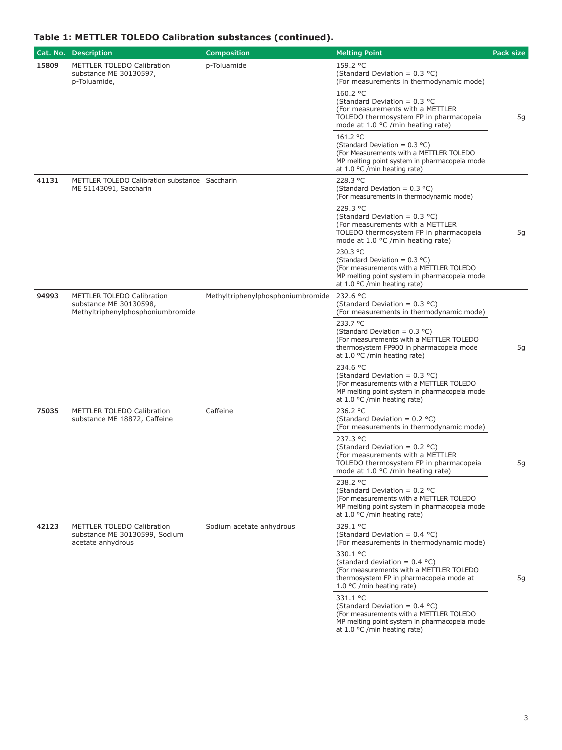**Table 1: METTLER TOLEDO Calibration substances (continued).**

| Cat. No. | Description | Composition | Melting Point | Pack size |
|---|---|---|---|---|
| **15809** | METTLER TOLEDO Calibration substance ME 30130597, p-Toluamide, | p-Toluamide | 159.2 °C (Standard Deviation = 0.3 °C) (For measurements in thermodynamic mode) | 5g |
| | | | 160.2 °C (Standard Deviation = 0.3 °C (For measurements with a METTLER TOLEDO thermosystem FP in pharmacopeia mode at 1.0 °C /min heating rate) | |
| | | | 161.2 °C (Standard Deviation = 0.3 °C) (For Measurements with a METTLER TOLEDO MP melting point system in pharmacopeia mode at 1.0 °C /min heating rate) | |
| **41131** | METTLER TOLEDO Calibration substance ME 51143091, Saccharin | Saccharin | 228.3 °C (Standard Deviation = 0.3 °C) (For measurements in thermodynamic mode) | 5g |
| | | | 229.3 °C (Standard Deviation = 0.3 °C) (For measurements with a METTLER TOLEDO thermosystem FP in pharmacopeia mode at 1.0 °C /min heating rate) | |
| | | | 230.3 °C (Standard Deviation = 0.3 °C) (For measurements with a METTLER TOLEDO MP melting point system in pharmacopeia mode at 1.0 °C /min heating rate) | |
| **94993** | METTLER TOLEDO Calibration substance ME 30130598, Methyltriphenylphosphoniumbromide | Methyltriphenylphosphoniumbromide | 232.6 °C (Standard Deviation = 0.3 °C) (For measurements in thermodynamic mode) | 5g |
| | | | 233.7 °C (Standard Deviation = 0.3 °C) (For measurements with a METTLER TOLEDO thermosystem FP900 in pharmacopeia mode at 1.0 °C /min heating rate) | |
| | | | 234.6 °C (Standard Deviation = 0.3 °C) (For measurements with a METTLER TOLEDO MP melting point system in pharmacopeia mode at 1.0 °C /min heating rate) | |
| **75035** | METTLER TOLEDO Calibration substance ME 18872, Caffeine | Caffeine | 236.2 °C (Standard Deviation = 0.2 °C) (For measurements in thermodynamic mode) | 5g |
| | | | 237.3 °C (Standard Deviation = 0.2 °C) (For measurements with a METTLER TOLEDO thermosystem FP in pharmacopeia mode at 1.0 °C /min heating rate) | |
| | | | 238.2 °C (Standard Deviation = 0.2 °C (For measurements with a METTLER TOLEDO MP melting point system in pharmacopeia mode at 1.0 °C /min heating rate) | |
| **42123** | METTLER TOLEDO Calibration substance ME 30130599, Sodium acetate anhydrous | Sodium acetate anhydrous | 329.1 °C (Standard Deviation = 0.4 °C) (For measurements in thermodynamic mode) | 5g |
| | | | 330.1 °C (standard deviation = 0.4 °C) (For measurements with a METTLER TOLEDO thermosystem FP in pharmacopeia mode at 1.0 °C /min heating rate) | |
| | | | 331.1 °C (Standard Deviation = 0.4 °C) (For measurements with a METTLER TOLEDO MP melting point system in pharmacopeia mode at 1.0 °C /min heating rate) | |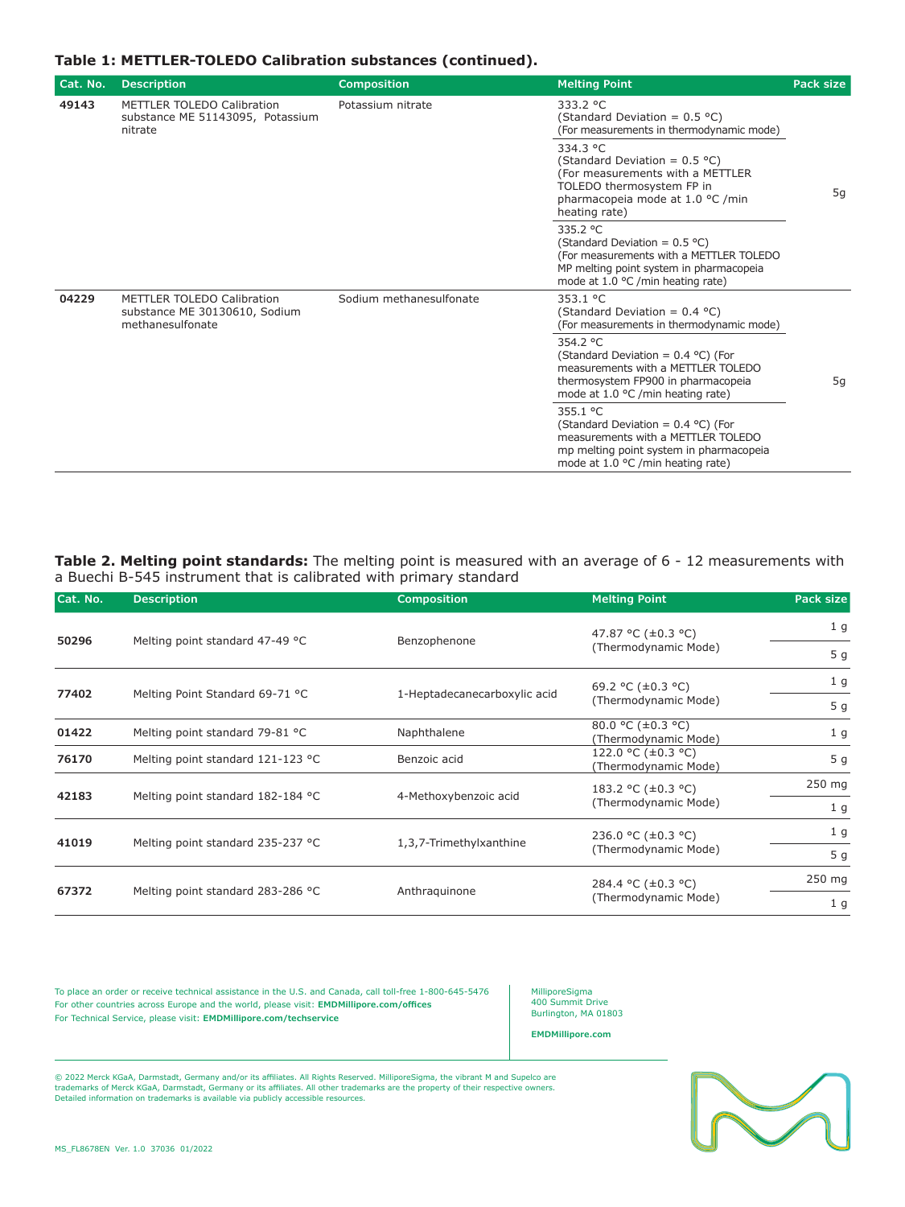**Table 1: METTLER-TOLEDO Calibration substances (continued).**

| Cat. No. | Description | Composition | Melting Point | Pack size |
| --- | --- | --- | --- | --- |
| 49143 | METTLER TOLEDO Calibration substance ME 51143095, Potassium nitrate | Potassium nitrate | 333.2 °C (Standard Deviation = 0.5 °C) (For measurements in thermodynamic mode) | 5g |
| | | | 334.3 °C (Standard Deviation = 0.5 °C) (For measurements with a METTLER TOLEDO thermosystem FP in pharmacopeia mode at 1.0 °C /min heating rate) | |
| | | | 335.2 °C (Standard Deviation = 0.5 °C) (For measurements with a METTLER TOLEDO MP melting point system in pharmacopeia mode at 1.0 °C /min heating rate) | |
| 04229 | METTLER TOLEDO Calibration substance ME 30130610, Sodium methanesulfonate | Sodium methanesulfonate | 353.1 °C (Standard Deviation = 0.4 °C) (For measurements in thermodynamic mode) | 5g |
| | | | 354.2 °C (Standard Deviation = 0.4 °C) (For measurements with a METTLER TOLEDO thermosystem FP900 in pharmacopeia mode at 1.0 °C /min heating rate) | |
| | | | 355.1 °C (Standard Deviation = 0.4 °C) (For measurements with a METTLER TOLEDO mp melting point system in pharmacopeia mode at 1.0 °C /min heating rate) | |

**Table 2. Melting point standards:** The melting point is measured with an average of 6 - 12 measurements with a Buechi B-545 instrument that is calibrated with primary standard

| Cat. No. | Description | Composition | Melting Point | Pack size |
| --- | --- | --- | --- | --- |
| 50296 | Melting point standard 47-49 °C | Benzophenone | 47.87 °C (±0.3 °C) (Thermodynamic Mode) | 1 g |
| | | | | 5 g |
| 77402 | Melting Point Standard 69-71 °C | 1-Heptadecanecarboxylic acid | 69.2 °C (±0.3 °C) (Thermodynamic Mode) | 1 g |
| | | | | 5 g |
| 01422 | Melting point standard 79-81 °C | Naphthalene | 80.0 °C (±0.3 °C) (Thermodynamic Mode) | 1 g |
| 76170 | Melting point standard 121-123 °C | Benzoic acid | 122.0 °C (±0.3 °C) (Thermodynamic Mode) | 5 g |
| 42183 | Melting point standard 182-184 °C | 4-Methoxybenzoic acid | 183.2 °C (±0.3 °C) (Thermodynamic Mode) | 250 mg |
| | | | | 1 g |
| 41019 | Melting point standard 235-237 °C | 1,3,7-Trimethylxanthine | 236.0 °C (±0.3 °C) (Thermodynamic Mode) | 1 g |
| | | | | 5 g |
| 67372 | Melting point standard 283-286 °C | Anthraquinone | 284.4 °C (±0.3 °C) (Thermodynamic Mode) | 250 mg |
| | | | | 1 g |

To place an order or receive technical assistance in the U.S. and Canada, call toll-free 1-800-645-5476
For other countries across Europe and the world, please visit: **EMDMillipore.com/offices**
For Technical Service, please visit: **EMDMillipore.com/techservice**

MilliporeSigma
400 Summit Drive
Burlington, MA 01803

**EMDMillipore.com**

© 2022 Merck KGaA, Darmstadt, Germany and/or its affiliates. All Rights Reserved. MilliporeSigma, the vibrant M and Supelco are trademarks of Merck KGaA, Darmstadt, Germany or its affiliates. All other trademarks are the property of their respective owners. Detailed information on trademarks is available via publicly accessible resources.

MS_FL8678EN Ver. 1.0 37036 01/2022